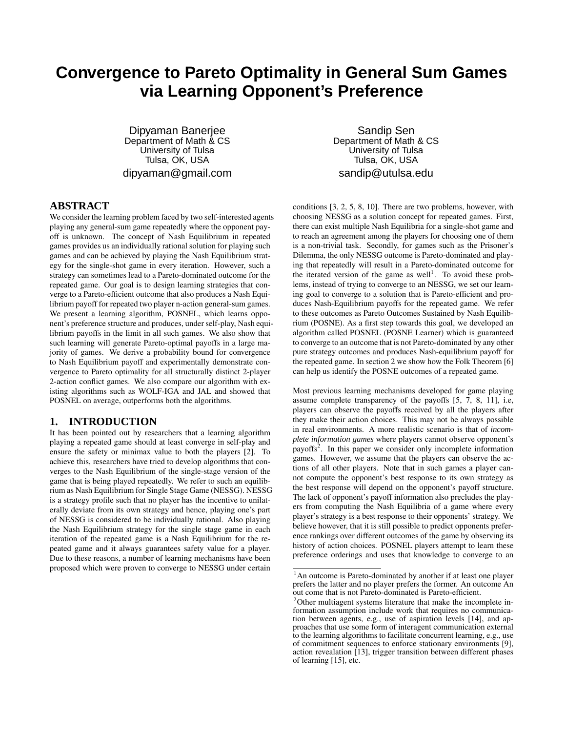# Convergence to Pareto Optimality in General Sum Games via Learning Opponent's Preference

Dipyaman Banerjee
Department of Math & CS
University of Tulsa
Tulsa, OK, USA
dipyaman@gmail.com

Sandip Sen
Department of Math & CS
University of Tulsa
Tulsa, OK, USA
sandip@utulsa.edu

## ABSTRACT

We consider the learning problem faced by two self-interested agents playing any general-sum game repeatedly where the opponent payoff is unknown. The concept of Nash Equilibrium in repeated games provides us an individually rational solution for playing such games and can be achieved by playing the Nash Equilibrium strategy for the single-shot game in every iteration. However, such a strategy can sometimes lead to a Pareto-dominated outcome for the repeated game. Our goal is to design learning strategies that converge to a Pareto-efficient outcome that also produces a Nash Equilibrium payoff for repeated two player n-action general-sum games. We present a learning algorithm, POSNEL, which learns opponent's preference structure and produces, under self-play, Nash equilibrium payoffs in the limit in all such games. We also show that such learning will generate Pareto-optimal payoffs in a large majority of games. We derive a probability bound for convergence to Nash Equilibrium payoff and experimentally demonstrate convergence to Pareto optimality for all structurally distinct 2-player 2-action conflict games. We also compare our algorithm with existing algorithms such as WOLF-IGA and JAL and showed that POSNEL on average, outperforms both the algorithms.

## 1. INTRODUCTION

It has been pointed out by researchers that a learning algorithm playing a repeated game should at least converge in self-play and ensure the safety or minimax value to both the players [2]. To achieve this, researchers have tried to develop algorithms that converges to the Nash Equilibrium of the single-stage version of the game that is being played repeatedly. We refer to such an equilibrium as Nash Equilibrium for Single Stage Game (NESSG). NESSG is a strategy profile such that no player has the incentive to unilaterally deviate from its own strategy and hence, playing one's part of NESSG is considered to be individually rational. Also playing the Nash Equilibrium strategy for the single stage game in each iteration of the repeated game is a Nash Equilibrium for the repeated game and it always guarantees safety value for a player. Due to these reasons, a number of learning mechanisms have been proposed which were proven to converge to NESSG under certain conditions [3, 2, 5, 8, 10]. There are two problems, however, with choosing NESSG as a solution concept for repeated games. First, there can exist multiple Nash Equilibria for a single-shot game and to reach an agreement among the players for choosing one of them is a non-trivial task. Secondly, for games such as the Prisoner's Dilemma, the only NESSG outcome is Pareto-dominated and playing that repeatedly will result in a Pareto-dominated outcome for the iterated version of the game as well[1]. To avoid these problems, instead of trying to converge to an NESSG, we set our learning goal to converge to a solution that is Pareto-efficient and produces Nash-Equilibrium payoffs for the repeated game. We refer to these outcomes as Pareto Outcomes Sustained by Nash Equilibrium (POSNE). As a first step towards this goal, we developed an algorithm called POSNEL (POSNE Learner) which is guaranteed to converge to an outcome that is not Pareto-dominated by any other pure strategy outcomes and produces Nash-equilibrium payoff for the repeated game. In section 2 we show how the Folk Theorem [6] can help us identify the POSNE outcomes of a repeated game.

Most previous learning mechanisms developed for game playing assume complete transparency of the payoffs [5, 7, 8, 11], i.e, players can observe the payoffs received by all the players after they make their action choices. This may not be always possible in real environments. A more realistic scenario is that of *incomplete information games* where players cannot observe opponent's payoffs[2]. In this paper we consider only incomplete information games. However, we assume that the players can observe the actions of all other players. Note that in such games a player cannot compute the opponent's best response to its own strategy as the best response will depend on the opponent's payoff structure. The lack of opponent's payoff information also precludes the players from computing the Nash Equilibria of a game where every player's strategy is a best response to their opponents' strategy. We believe however, that it is still possible to predict opponents preference rankings over different outcomes of the game by observing its history of action choices. POSNEL players attempt to learn these preference orderings and uses that knowledge to converge to an

[1] An outcome is Pareto-dominated by another if at least one player prefers the latter and no player prefers the former. An outcome An out come that is not Pareto-dominated is Pareto-efficient.

[2] Other multiagent systems literature that make the incomplete information assumption include work that requires no communication between agents, e.g., use of aspiration levels [14], and approaches that use some form of interagent communication external to the learning algorithms to facilitate concurrent learning, e.g., use of commitment sequences to enforce stationary environments [9], action revealation [13], trigger transition between different phases of learning [15], etc.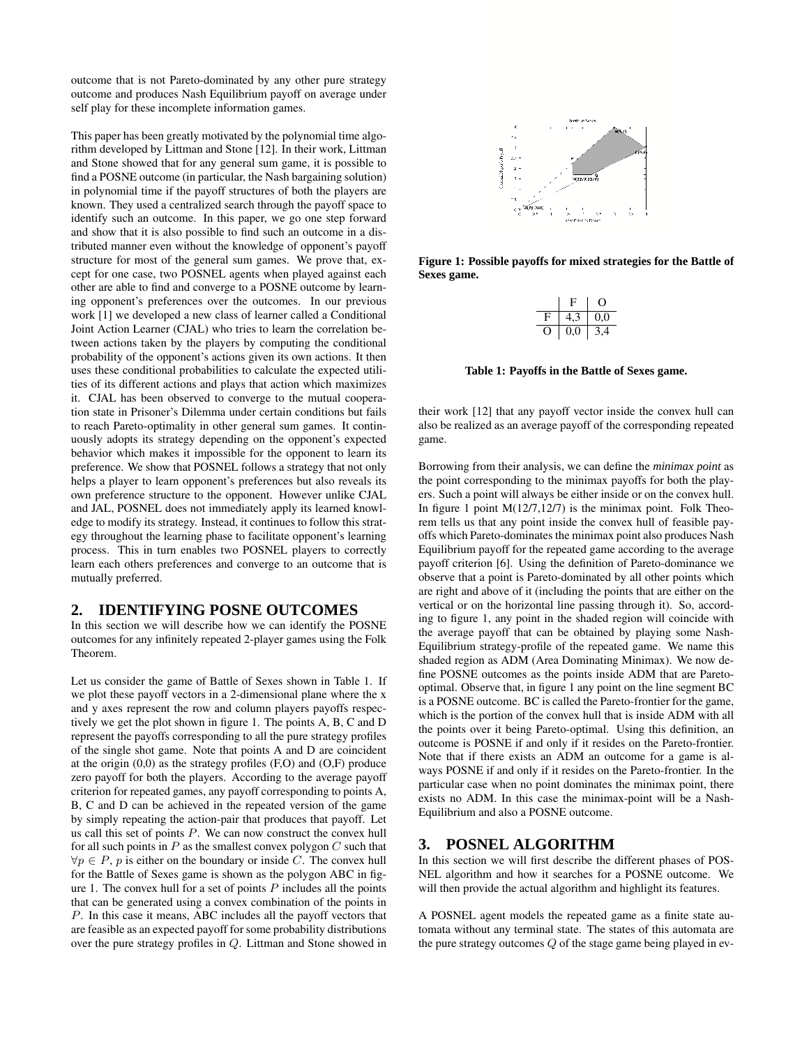outcome that is not Pareto-dominated by any other pure strategy outcome and produces Nash Equilibrium payoff on average under self play for these incomplete information games.

This paper has been greatly motivated by the polynomial time algorithm developed by Littman and Stone [12]. In their work, Littman and Stone showed that for any general sum game, it is possible to find a POSNE outcome (in particular, the Nash bargaining solution) in polynomial time if the payoff structures of both the players are known. They used a centralized search through the payoff space to identify such an outcome. In this paper, we go one step forward and show that it is also possible to find such an outcome in a distributed manner even without the knowledge of opponent's payoff structure for most of the general sum games. We prove that, except for one case, two POSNEL agents when played against each other are able to find and converge to a POSNE outcome by learning opponent's preferences over the outcomes. In our previous work [1] we developed a new class of learner called a Conditional Joint Action Learner (CJAL) who tries to learn the correlation between actions taken by the players by computing the conditional probability of the opponent's actions given its own actions. It then uses these conditional probabilities to calculate the expected utilities of its different actions and plays that action which maximizes it. CJAL has been observed to converge to the mutual cooperation state in Prisoner's Dilemma under certain conditions but fails to reach Pareto-optimality in other general sum games. It continuously adopts its strategy depending on the opponent's expected behavior which makes it impossible for the opponent to learn its preference. We show that POSNEL follows a strategy that not only helps a player to learn opponent's preferences but also reveals its own preference structure to the opponent. However unlike CJAL and JAL, POSNEL does not immediately apply its learned knowledge to modify its strategy. Instead, it continues to follow this strategy throughout the learning phase to facilitate opponent's learning process. This in turn enables two POSNEL players to correctly learn each others preferences and converge to an outcome that is mutually preferred.

## 2. IDENTIFYING POSNE OUTCOMES

In this section we will describe how we can identify the POSNE outcomes for any infinitely repeated 2-player games using the Folk Theorem.

Let us consider the game of Battle of Sexes shown in Table 1. If we plot these payoff vectors in a 2-dimensional plane where the x and y axes represent the row and column players payoffs respectively we get the plot shown in figure 1. The points A, B, C and D represent the payoffs corresponding to all the pure strategy profiles of the single shot game. Note that points A and D are coincident at the origin (0,0) as the strategy profiles (F,O) and (O,F) produce zero payoff for both the players. According to the average payoff criterion for repeated games, any payoff corresponding to points A, B, C and D can be achieved in the repeated version of the game by simply repeating the action-pair that produces that payoff. Let us call this set of points $P$. We can now construct the convex hull for all such points in $P$ as the smallest convex polygon $C$ such that $\forall p \in P$, $p$ is either on the boundary or inside $C$. The convex hull for the Battle of Sexes game is shown as the polygon ABC in figure 1. The convex hull for a set of points $P$ includes all the points that can be generated using a convex combination of the points in $P$. In this case it means, ABC includes all the payoff vectors that are feasible as an expected payoff for some probability distributions over the pure strategy profiles in $Q$. Littman and Stone showed in

**Figure 1: Possible payoffs for mixed strategies for the Battle of Sexes game.**

| | F | O |
|---|---|---|
| F | 4,3 | 0,0 |
| O | 0,0 | 3,4 |

**Table 1: Payoffs in the Battle of Sexes game.**

their work [12] that any payoff vector inside the convex hull can also be realized as an average payoff of the corresponding repeated game.

Borrowing from their analysis, we can define the *minimax point* as the point corresponding to the minimax payoffs for both the players. Such a point will always be either inside or on the convex hull. In figure 1 point M(12/7,12/7) is the minimax point. Folk Theorem tells us that any point inside the convex hull of feasible payoffs which Pareto-dominates the minimax point also produces Nash Equilibrium payoff for the repeated game according to the average payoff criterion [6]. Using the definition of Pareto-dominance we observe that a point is Pareto-dominated by all other points which are right and above of it (including the points that are either on the vertical or on the horizontal line passing through it). So, according to figure 1, any point in the shaded region will coincide with the average payoff that can be obtained by playing some Nash-Equilibrium strategy-profile of the repeated game. We name this shaded region as ADM (Area Dominating Minimax). We now define POSNE outcomes as the points inside ADM that are Pareto-optimal. Observe that, in figure 1 any point on the line segment BC is a POSNE outcome. BC is called the Pareto-frontier for the game, which is the portion of the convex hull that is inside ADM with all the points over it being Pareto-optimal. Using this definition, an outcome is POSNE if and only if it resides on the Pareto-frontier. Note that if there exists an ADM an outcome for a game is always POSNE if and only if it resides on the Pareto-frontier. In the particular case when no point dominates the minimax point, there exists no ADM. In this case the minimax-point will be a Nash-Equilibrium and also a POSNE outcome.

## 3. POSNEL ALGORITHM

In this section we will first describe the different phases of POSNEL algorithm and how it searches for a POSNE outcome. We will then provide the actual algorithm and highlight its features.

A POSNEL agent models the repeated game as a finite state automata without any terminal state. The states of this automata are the pure strategy outcomes $Q$ of the stage game being played in ev-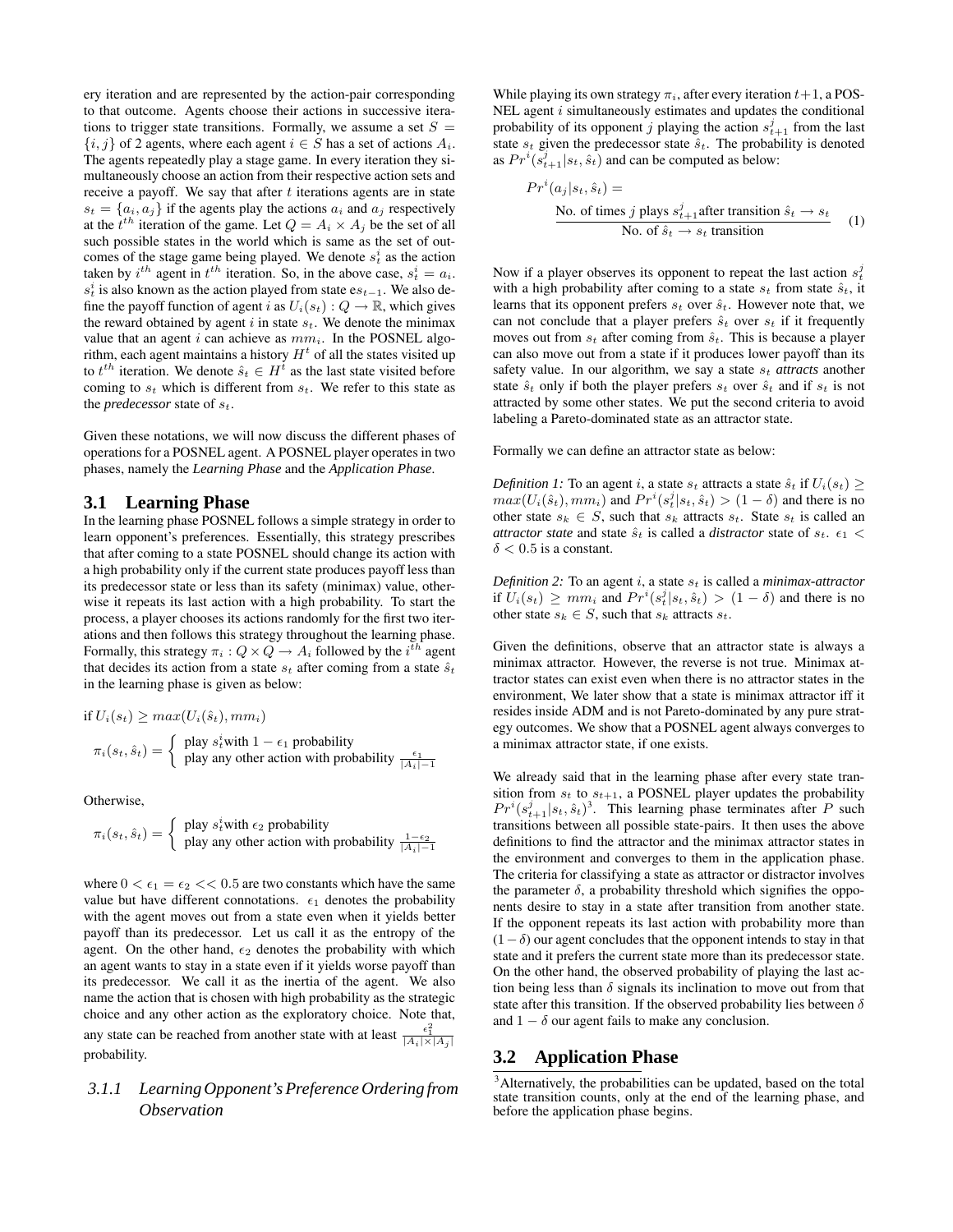ery iteration and are represented by the action-pair corresponding to that outcome. Agents choose their actions in successive iterations to trigger state transitions. Formally, we assume a set $S = \{i, j\}$ of 2 agents, where each agent $i \in S$ has a set of actions $A_i$. The agents repeatedly play a stage game. In every iteration they simultaneously choose an action from their respective action sets and receive a payoff. We say that after $t$ iterations agents are in state $s_t = \{a_i, a_j\}$ if the agents play the actions $a_i$ and $a_j$ respectively at the $t^{th}$ iteration of the game. Let $Q = A_i \times A_j$ be the set of all such possible states in the world which is same as the set of outcomes of the stage game being played. We denote $s_t^i$ as the action taken by $i^{th}$ agent in $t^{th}$ iteration. So, in the above case, $s_t^i = a_i$. $s_t^i$ is also known as the action played from state $es_{t-1}$. We also define the payoff function of agent $i$ as $U_i(s_t) : Q \rightarrow \mathbb{R}$, which gives the reward obtained by agent $i$ in state $s_t$. We denote the minimax value that an agent $i$ can achieve as $mm_i$. In the POSNEL algorithm, each agent maintains a history $H^t$ of all the states visited up to $t^{th}$ iteration. We denote $\hat{s}_t \in H^t$ as the last state visited before coming to $s_t$ which is different from $s_t$. We refer to this state as the *predecessor* state of $s_t$.

Given these notations, we will now discuss the different phases of operations for a POSNEL agent. A POSNEL player operates in two phases, namely the *Learning Phase* and the *Application Phase*.

## 3.1 Learning Phase

In the learning phase POSNEL follows a simple strategy in order to learn opponent's preferences. Essentially, this strategy prescribes that after coming to a state POSNEL should change its action with a high probability only if the current state produces payoff less than its predecessor state or less than its safety (minimax) value, otherwise it repeats its last action with a high probability. To start the process, a player chooses its actions randomly for the first two iterations and then follows this strategy throughout the learning phase. Formally, this strategy $\pi_i : Q \times Q \rightarrow A_i$ followed by the $i^{th}$ agent that decides its action from a state $s_t$ after coming from a state $\hat{s}_t$ in the learning phase is given as below:

if $U_i(s_t) \geq max(U_i(\hat{s}_t), mm_i)$

$$\pi_i(s_t, \hat{s}_t) = \begin{cases} \text{play } s_t^i \text{with } 1 - \epsilon_1 \text{ probability} \\ \text{play any other action with probability } \frac{\epsilon_1}{|A_i|-1} \end{cases}$$

Otherwise,

$$\pi_i(s_t, \hat{s}_t) = \begin{cases} \text{play } s_t^i \text{with } \epsilon_2 \text{ probability} \\ \text{play any other action with probability } \frac{1-\epsilon_2}{|A_i|-1} \end{cases}$$

where $0 < \epsilon_1 = \epsilon_2 << 0.5$ are two constants which have the same value but have different connotations. $\epsilon_1$ denotes the probability with the agent moves out from a state even when it yields better payoff than its predecessor. Let us call it as the entropy of the agent. On the other hand, $\epsilon_2$ denotes the probability with which an agent wants to stay in a state even if it yields worse payoff than its predecessor. We call it as the inertia of the agent. We also name the action that is chosen with high probability as the strategic choice and any other action as the exploratory choice. Note that, any state can be reached from another state with at least $\frac{\epsilon_1^2}{|A_i| \times |A_j|}$ probability.

### 3.1.1 Learning Opponent's Preference Ordering from Observation

While playing its own strategy $\pi_i$, after every iteration $t+1$, a POSNEL agent $i$ simultaneously estimates and updates the conditional probability of its opponent $j$ playing the action $s_{t+1}^j$ from the last state $s_t$ given the predecessor state $\hat{s}_t$. The probability is denoted as $Pr^i(s_{t+1}^j | s_t, \hat{s}_t)$ and can be computed as below:

$$Pr^i(a_j | s_t, \hat{s}_t) = \frac{\text{No. of times } j \text{ plays } s_{t+1}^j \text{after transition } \hat{s}_t \rightarrow s_t}{\text{No. of } \hat{s}_t \rightarrow s_t \text{ transition}} \quad (1)$$

Now if a player observes its opponent to repeat the last action $s_t^j$ with a high probability after coming to a state $s_t$ from state $\hat{s}_t$, it learns that its opponent prefers $s_t$ over $\hat{s}_t$. However note that, we can not conclude that a player prefers $\hat{s}_t$ over $s_t$ if it frequently moves out from $s_t$ after coming from $\hat{s}_t$. This is because a player can also move out from a state if it produces lower payoff than its safety value. In our algorithm, we say a state $s_t$ *attracts* another state $\hat{s}_t$ only if both the player prefers $s_t$ over $\hat{s}_t$ and if $s_t$ is not attracted by some other states. We put the second criteria to avoid labeling a Pareto-dominated state as an attractor state.

Formally we can define an attractor state as below:

*Definition 1:* To an agent $i$, a state $s_t$ attracts a state $\hat{s}_t$ if $U_i(s_t) \geq max(U_i(\hat{s}_t), mm_i)$ and $Pr^i(s_t^j | s_t, \hat{s}_t) > (1 - \delta)$ and there is no other state $s_k \in S$, such that $s_k$ attracts $s_t$. State $s_t$ is called an ***attractor state*** and state $\hat{s}_t$ is called a ***distractor*** state of $s_t$. $\epsilon_1 < \delta < 0.5$ is a constant.

*Definition 2:* To an agent $i$, a state $s_t$ is called a ***minimax-attractor*** if $U_i(s_t) \geq mm_i$ and $Pr^i(s_t^j | s_t, \hat{s}_t) > (1 - \delta)$ and there is no other state $s_k \in S$, such that $s_k$ attracts $s_t$.

Given the definitions, observe that an attractor state is always a minimax attractor. However, the reverse is not true. Minimax attractor states can exist even when there is no attractor states in the environment, We later show that a state is minimax attractor iff it resides inside ADM and is not Pareto-dominated by any pure strategy outcomes. We show that a POSNEL agent always converges to a minimax attractor state, if one exists.

We already said that in the learning phase after every state transition from $s_t$ to $s_{t+1}$, a POSNEL player updates the probability $Pr^i(s_{t+1}^j | s_t, \hat{s}_t)$[3]. This learning phase terminates after $P$ such transitions between all possible state-pairs. It then uses the above definitions to find the attractor and the minimax attractor states in the environment and converges to them in the application phase. The criteria for classifying a state as attractor or distractor involves the parameter $\delta$, a probability threshold which signifies the opponents desire to stay in a state after transition from another state. If the opponent repeats its last action with probability more than $(1-\delta)$ our agent concludes that the opponent intends to stay in that state and it prefers the current state more than its predecessor state. On the other hand, the observed probability of playing the last action being less than $\delta$ signals its inclination to move out from that state after this transition. If the observed probability lies between $\delta$ and $1 - \delta$ our agent fails to make any conclusion.

## 3.2 Application Phase

[3] Alternatively, the probabilities can be updated, based on the total state transition counts, only at the end of the learning phase, and before the application phase begins.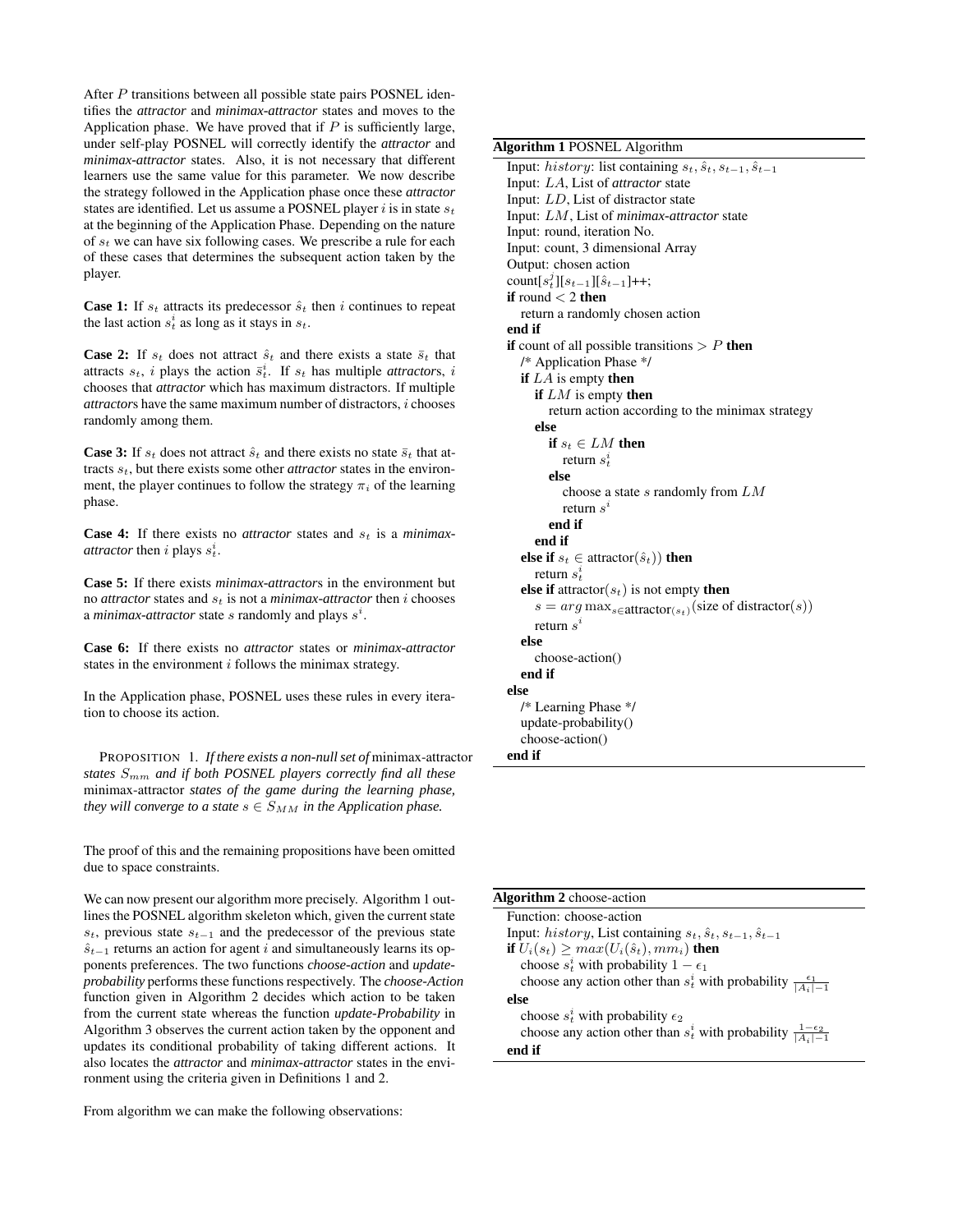After $P$ transitions between all possible state pairs POSNEL identifies the *attractor* and *minimax-attractor* states and moves to the Application phase. We have proved that if $P$ is sufficiently large, under self-play POSNEL will correctly identify the *attractor* and *minimax-attractor* states. Also, it is not necessary that different learners use the same value for this parameter. We now describe the strategy followed in the Application phase once these *attractor* states are identified. Let us assume a POSNEL player $i$ is in state $s_t$ at the beginning of the Application Phase. Depending on the nature of $s_t$ we can have six following cases. We prescribe a rule for each of these cases that determines the subsequent action taken by the player.

**Case 1:** If $s_t$ attracts its predecessor $\hat{s}_t$ then $i$ continues to repeat the last action $s_t^i$ as long as it stays in $s_t$.

**Case 2:** If $s_t$ does not attract $\hat{s}_t$ and there exists a state $\bar{s}_t$ that attracts $s_t$, $i$ plays the action $\bar{s}_t^i$. If $s_t$ has multiple *attractors*, $i$ chooses that *attractor* which has maximum distractors. If multiple *attractor*s have the same maximum number of distractors, $i$ chooses randomly among them.

**Case 3:** If $s_t$ does not attract $\hat{s}_t$ and there exists no state $\bar{s}_t$ that attracts $s_t$, but there exists some other *attractor* states in the environment, the player continues to follow the strategy $\pi_i$ of the learning phase.

**Case 4:** If there exists no *attractor* states and $s_t$ is a *minimax-attractor* then $i$ plays $s_t^i$.

**Case 5:** If there exists *minimax-attractor*s in the environment but no *attractor* states and $s_t$ is not a *minimax-attractor* then $i$ chooses a *minimax-attractor* state $s$ randomly and plays $s^i$.

**Case 6:** If there exists no *attractor* states or *minimax-attractor* states in the environment $i$ follows the minimax strategy.

In the Application phase, POSNEL uses these rules in every iteration to choose its action.

PROPOSITION 1. *If there exists a non-null set of* minimax-attractor *states $S_{mm}$ and if both POSNEL players correctly find all these* minimax-attractor *states of the game during the learning phase, they will converge to a state $s \in S_{MM}$ in the Application phase.*

The proof of this and the remaining propositions have been omitted due to space constraints.

We can now present our algorithm more precisely. Algorithm 1 outlines the POSNEL algorithm skeleton which, given the current state $s_t$, previous state $s_{t-1}$ and the predecessor of the previous state $\hat{s}_{t-1}$ returns an action for agent $i$ and simultaneously learns its opponents preferences. The two functions *choose-action* and *update-probability* performs these functions respectively. The *choose-Action* function given in Algorithm 2 decides which action to be taken from the current state whereas the function *update-Probability* in Algorithm 3 observes the current action taken by the opponent and updates its conditional probability of taking different actions. It also locates the *attractor* and *minimax-attractor* states in the environment using the criteria given in Definitions 1 and 2.

From algorithm we can make the following observations:

**Algorithm 1** POSNEL Algorithm

```
Input: history: list containing s_t, ŝ_t, s_{t-1}, ŝ_{t-1}
Input: LA, List of attractor state
Input: LD, List of distractor state
Input: LM, List of minimax-attractor state
Input: round, iteration No.
Input: count, 3 dimensional Array
Output: chosen action
count[s_t^j][s_{t-1}][ŝ_{t-1}]++;
if round < 2 then
  return a randomly chosen action
end if
if count of all possible transitions > P then
  /* Application Phase */
  if LA is empty then
    if LM is empty then
      return action according to the minimax strategy
    else
      if s_t ∈ LM then
        return s_t^i
      else
        choose a state s randomly from LM
        return s^i
      end if
    end if
  else if s_t ∈ attractor(ŝ_t)) then
    return s_t^i
  else if attractor(s_t) is not empty then
    s = arg max_{s∈attractor(s_t)}(size of distractor(s))
    return s^i
  else
    choose-action()
  end if
else
  /* Learning Phase */
  update-probability()
  choose-action()
end if
```

**Algorithm 2** choose-action

```
Function: choose-action
Input: history, List containing s_t, ŝ_t, s_{t-1}, ŝ_{t-1}
if U_i(s_t) ≥ max(U_i(ŝ_t), mm_i) then
  choose s_t^i with probability 1 − ε_1
  choose any action other than s_t^i with probability ε_1/(|A_i|−1)
else
  choose s_t^i with probability ε_2
  choose any action other than s_t^i with probability (1−ε_2)/(|A_i|−1)
end if
```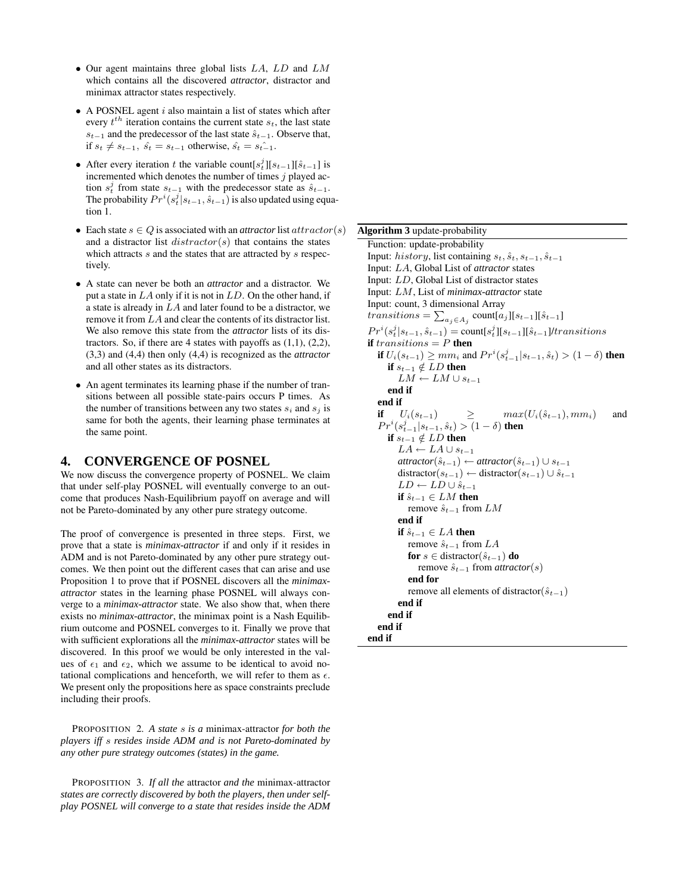- Our agent maintains three global lists $LA$, $LD$ and $LM$ which contains all the discovered *attractor*, distractor and minimax attractor states respectively.

- A POSNEL agent $i$ also maintain a list of states which after every $t^{th}$ iteration contains the current state $s_t$, the last state $s_{t-1}$ and the predecessor of the last state $\hat{s}_{t-1}$. Observe that, if $s_t \neq s_{t-1}$, $\hat{s_t} = s_{t-1}$ otherwise, $\hat{s_t} = \hat{s_{t-1}}$.

- After every iteration $t$ the variable count[$s_t^j$][$s_{t-1}$][$\hat{s}_{t-1}$] is incremented which denotes the number of times $j$ played action $s_t^j$ from state $s_{t-1}$ with the predecessor state as $\hat{s}_{t-1}$. The probability $Pr^i(s_t^j|s_{t-1}, \hat{s}_{t-1})$ is also updated using equation 1.

- Each state $s \in Q$ is associated with an *attractor* list $attractor(s)$ and a distractor list $distractor(s)$ that contains the states which attracts $s$ and the states that are attracted by $s$ respectively.

- A state can never be both an *attractor* and a distractor. We put a state in $LA$ only if it is not in $LD$. On the other hand, if a state is already in $LA$ and later found to be a distractor, we remove it from $LA$ and clear the contents of its distractor list. We also remove this state from the *attractor* lists of its distractors. So, if there are 4 states with payoffs as (1,1), (2,2), (3,3) and (4,4) then only (4,4) is recognized as the *attractor* and all other states as its distractors.

- An agent terminates its learning phase if the number of transitions between all possible state-pairs occurs P times. As the number of transitions between any two states $s_i$ and $s_j$ is same for both the agents, their learning phase terminates at the same point.

## 4. CONVERGENCE OF POSNEL

We now discuss the convergence property of POSNEL. We claim that under self-play POSNEL will eventually converge to an outcome that produces Nash-Equilibrium payoff on average and will not be Pareto-dominated by any other pure strategy outcome.

The proof of convergence is presented in three steps. First, we prove that a state is *minimax-attractor* if and only if it resides in ADM and is not Pareto-dominated by any other pure strategy outcomes. We then point out the different cases that can arise and use Proposition 1 to prove that if POSNEL discovers all the *minimax-attractor* states in the learning phase POSNEL will always converge to a *minimax-attractor* state. We also show that, when there exists no *minimax-attractor*, the minimax point is a Nash Equilibrium outcome and POSNEL converges to it. Finally we prove that with sufficient explorations all the *minimax-attractor* states will be discovered. In this proof we would be only interested in the values of $\epsilon_1$ and $\epsilon_2$, which we assume to be identical to avoid notational complications and henceforth, we will refer to them as $\epsilon$. We present only the propositions here as space constraints preclude including their proofs.

PROPOSITION 2. *A state $s$ is a* minimax-attractor *for both the players iff $s$ resides inside ADM and is not Pareto-dominated by any other pure strategy outcomes (states) in the game.*

PROPOSITION 3. *If all the* attractor *and the* minimax-attractor *states are correctly discovered by both the players, then under self-play POSNEL will converge to a state that resides inside the ADM*

**Algorithm 3** update-probability

```
Function: update-probability
Input: history, list containing s_t, ŝ_t, s_{t-1}, ŝ_{t-1}
Input: LA, Global List of attractor states
Input: LD, Global List of distractor states
Input: LM, List of minimax-attractor state
Input: count, 3 dimensional Array
transitions = Σ_{a_j ∈ A_j} count[a_j][s_{t-1}][ŝ_{t-1}]
Pr^i(s_t^j | s_{t-1}, ŝ_{t-1}) = count[s_t^j][s_{t-1}][ŝ_{t-1}]/transitions
if transitions = P then
  if U_i(s_{t-1}) ≥ mm_i and Pr^i(s_{t-1}^j | s_{t-1}, ŝ_t) > (1 - δ) then
    if s_{t-1} ∉ LD then
      LM ← LM ∪ s_{t-1}
    end if
  end if
  if U_i(s_{t-1}) ≥ max(U_i(ŝ_{t-1}), mm_i) and
  Pr^i(s_{t-1}^j | s_{t-1}, ŝ_t) > (1 - δ) then
    if s_{t-1} ∉ LD then
      LA ← LA ∪ s_{t-1}
      attractor(ŝ_{t-1}) ← attractor(ŝ_{t-1}) ∪ s_{t-1}
      distractor(s_{t-1}) ← distractor(s_{t-1}) ∪ ŝ_{t-1}
      LD ← LD ∪ ŝ_{t-1}
      if ŝ_{t-1} ∈ LM then
        remove ŝ_{t-1} from LM
      end if
      if ŝ_{t-1} ∈ LA then
        remove ŝ_{t-1} from LA
        for s ∈ distractor(ŝ_{t-1}) do
          remove ŝ_{t-1} from attractor(s)
        end for
        remove all elements of distractor(ŝ_{t-1})
      end if
    end if
  end if
end if
```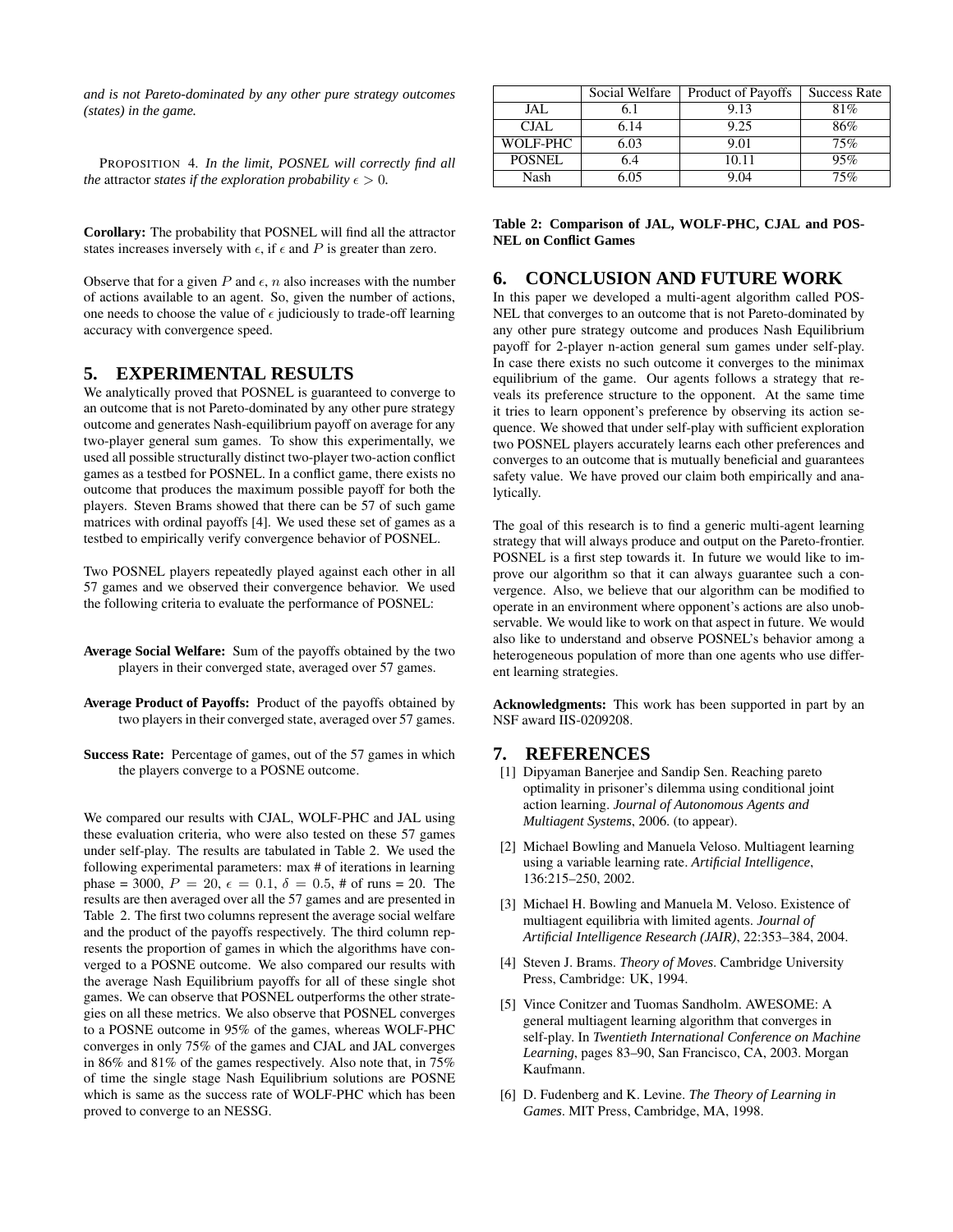*and is not Pareto-dominated by any other pure strategy outcomes (states) in the game.*

PROPOSITION 4. *In the limit, POSNEL will correctly find all the* attractor *states if the exploration probability* $\epsilon > 0$.

**Corollary:** The probability that POSNEL will find all the attractor states increases inversely with $\epsilon$, if $\epsilon$ and $P$ is greater than zero.

Observe that for a given $P$ and $\epsilon$, $n$ also increases with the number of actions available to an agent. So, given the number of actions, one needs to choose the value of $\epsilon$ judiciously to trade-off learning accuracy with convergence speed.

## 5. EXPERIMENTAL RESULTS

We analytically proved that POSNEL is guaranteed to converge to an outcome that is not Pareto-dominated by any other pure strategy outcome and generates Nash-equilibrium payoff on average for any two-player general sum games. To show this experimentally, we used all possible structurally distinct two-player two-action conflict games as a testbed for POSNEL. In a conflict game, there exists no outcome that produces the maximum possible payoff for both the players. Steven Brams showed that there can be 57 of such game matrices with ordinal payoffs [4]. We used these set of games as a testbed to empirically verify convergence behavior of POSNEL.

Two POSNEL players repeatedly played against each other in all 57 games and we observed their convergence behavior. We used the following criteria to evaluate the performance of POSNEL:

**Average Social Welfare:** Sum of the payoffs obtained by the two players in their converged state, averaged over 57 games.

**Average Product of Payoffs:** Product of the payoffs obtained by two players in their converged state, averaged over 57 games.

**Success Rate:** Percentage of games, out of the 57 games in which the players converge to a POSNE outcome.

We compared our results with CJAL, WOLF-PHC and JAL using these evaluation criteria, who were also tested on these 57 games under self-play. The results are tabulated in Table 2. We used the following experimental parameters: max # of iterations in learning phase = 3000, $P = 20$, $\epsilon = 0.1$, $\delta = 0.5$, # of runs = 20. The results are then averaged over all the 57 games and are presented in Table 2. The first two columns represent the average social welfare and the product of the payoffs respectively. The third column represents the proportion of games in which the algorithms have converged to a POSNE outcome. We also compared our results with the average Nash Equilibrium payoffs for all of these single shot games. We can observe that POSNEL outperforms the other strategies on all these metrics. We also observe that POSNEL converges to a POSNE outcome in 95% of the games, whereas WOLF-PHC converges in only 75% of the games and CJAL and JAL converges in 86% and 81% of the games respectively. Also note that, in 75% of time the single stage Nash Equilibrium solutions are POSNE which is same as the success rate of WOLF-PHC which has been proved to converge to an NESSG.

| | Social Welfare | Product of Payoffs | Success Rate |
|---|---|---|---|
| JAL | 6.1 | 9.13 | 81% |
| CJAL | 6.14 | 9.25 | 86% |
| WOLF-PHC | 6.03 | 9.01 | 75% |
| POSNEL | 6.4 | 10.11 | 95% |
| Nash | 6.05 | 9.04 | 75% |

**Table 2: Comparison of JAL, WOLF-PHC, CJAL and POSNEL on Conflict Games**

## 6. CONCLUSION AND FUTURE WORK

In this paper we developed a multi-agent algorithm called POSNEL that converges to an outcome that is not Pareto-dominated by any other pure strategy outcome and produces Nash Equilibrium payoff for 2-player n-action general sum games under self-play. In case there exists no such outcome it converges to the minimax equilibrium of the game. Our agents follows a strategy that reveals its preference structure to the opponent. At the same time it tries to learn opponent's preference by observing its action sequence. We showed that under self-play with sufficient exploration two POSNEL players accurately learns each other preferences and converges to an outcome that is mutually beneficial and guarantees safety value. We have proved our claim both empirically and analytically.

The goal of this research is to find a generic multi-agent learning strategy that will always produce and output on the Pareto-frontier. POSNEL is a first step towards it. In future we would like to improve our algorithm so that it can always guarantee such a convergence. Also, we believe that our algorithm can be modified to operate in an environment where opponent's actions are also unobservable. We would like to work on that aspect in future. We would also like to understand and observe POSNEL's behavior among a heterogeneous population of more than one agents who use different learning strategies.

**Acknowledgments:** This work has been supported in part by an NSF award IIS-0209208.

## 7. REFERENCES

[1] Dipyaman Banerjee and Sandip Sen. Reaching pareto optimality in prisoner's dilemma using conditional joint action learning. *Journal of Autonomous Agents and Multiagent Systems*, 2006. (to appear).

[2] Michael Bowling and Manuela Veloso. Multiagent learning using a variable learning rate. *Artificial Intelligence*, 136:215–250, 2002.

[3] Michael H. Bowling and Manuela M. Veloso. Existence of multiagent equilibria with limited agents. *Journal of Artificial Intelligence Research (JAIR)*, 22:353–384, 2004.

[4] Steven J. Brams. *Theory of Moves*. Cambridge University Press, Cambridge: UK, 1994.

[5] Vince Conitzer and Tuomas Sandholm. AWESOME: A general multiagent learning algorithm that converges in self-play. In *Twentieth International Conference on Machine Learning*, pages 83–90, San Francisco, CA, 2003. Morgan Kaufmann.

[6] D. Fudenberg and K. Levine. *The Theory of Learning in Games*. MIT Press, Cambridge, MA, 1998.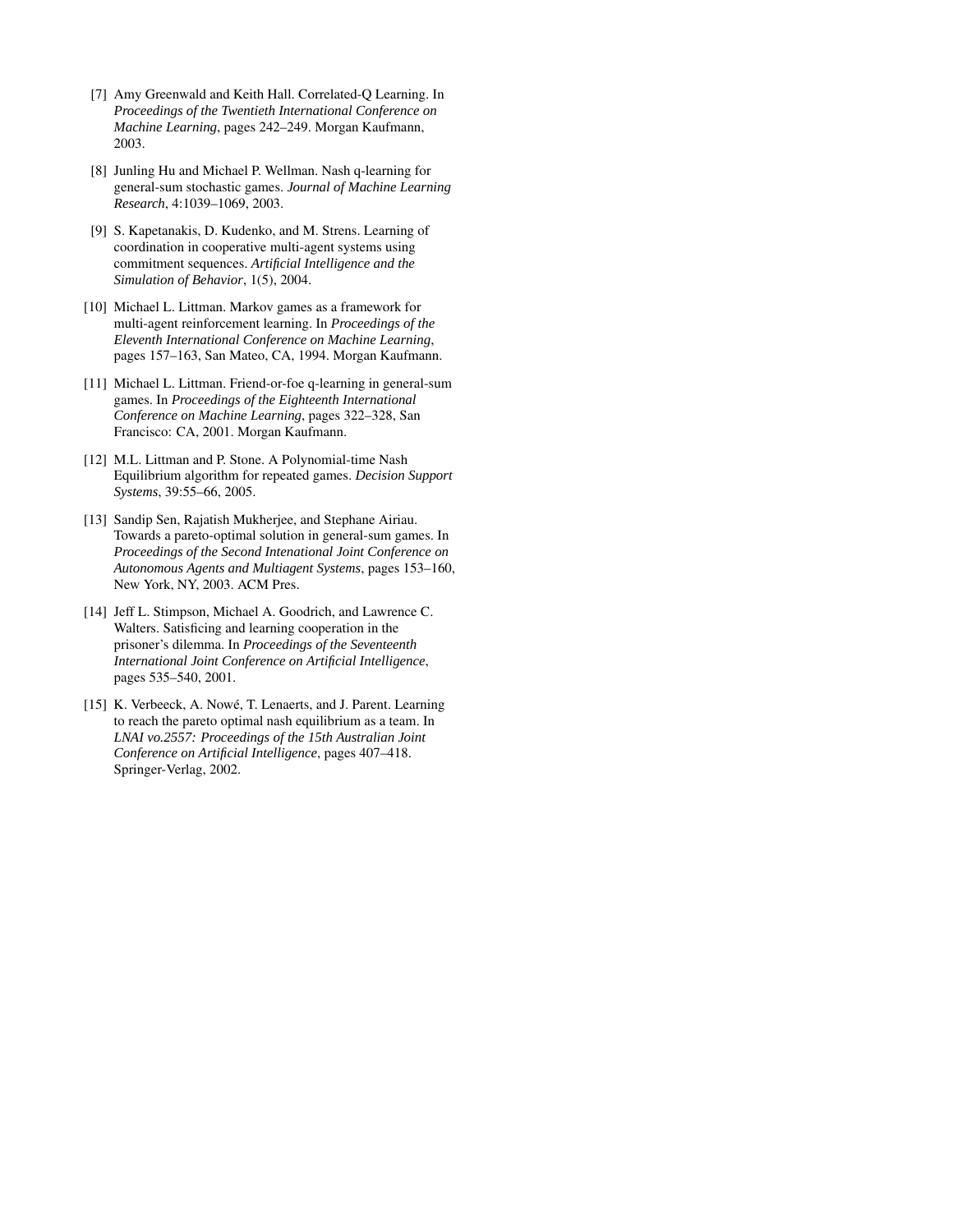[7] Amy Greenwald and Keith Hall. Correlated-Q Learning. In *Proceedings of the Twentieth International Conference on Machine Learning*, pages 242–249. Morgan Kaufmann, 2003.

[8] Junling Hu and Michael P. Wellman. Nash q-learning for general-sum stochastic games. *Journal of Machine Learning Research*, 4:1039–1069, 2003.

[9] S. Kapetanakis, D. Kudenko, and M. Strens. Learning of coordination in cooperative multi-agent systems using commitment sequences. *Artificial Intelligence and the Simulation of Behavior*, 1(5), 2004.

[10] Michael L. Littman. Markov games as a framework for multi-agent reinforcement learning. In *Proceedings of the Eleventh International Conference on Machine Learning*, pages 157–163, San Mateo, CA, 1994. Morgan Kaufmann.

[11] Michael L. Littman. Friend-or-foe q-learning in general-sum games. In *Proceedings of the Eighteenth International Conference on Machine Learning*, pages 322–328, San Francisco: CA, 2001. Morgan Kaufmann.

[12] M.L. Littman and P. Stone. A Polynomial-time Nash Equilibrium algorithm for repeated games. *Decision Support Systems*, 39:55–66, 2005.

[13] Sandip Sen, Rajatish Mukherjee, and Stephane Airiau. Towards a pareto-optimal solution in general-sum games. In *Proceedings of the Second Intenational Joint Conference on Autonomous Agents and Multiagent Systems*, pages 153–160, New York, NY, 2003. ACM Pres.

[14] Jeff L. Stimpson, Michael A. Goodrich, and Lawrence C. Walters. Satisficing and learning cooperation in the prisoner's dilemma. In *Proceedings of the Seventeenth International Joint Conference on Artificial Intelligence*, pages 535–540, 2001.

[15] K. Verbeeck, A. Nowé, T. Lenaerts, and J. Parent. Learning to reach the pareto optimal nash equilibrium as a team. In *LNAI vo.2557: Proceedings of the 15th Australian Joint Conference on Artificial Intelligence*, pages 407–418. Springer-Verlag, 2002.